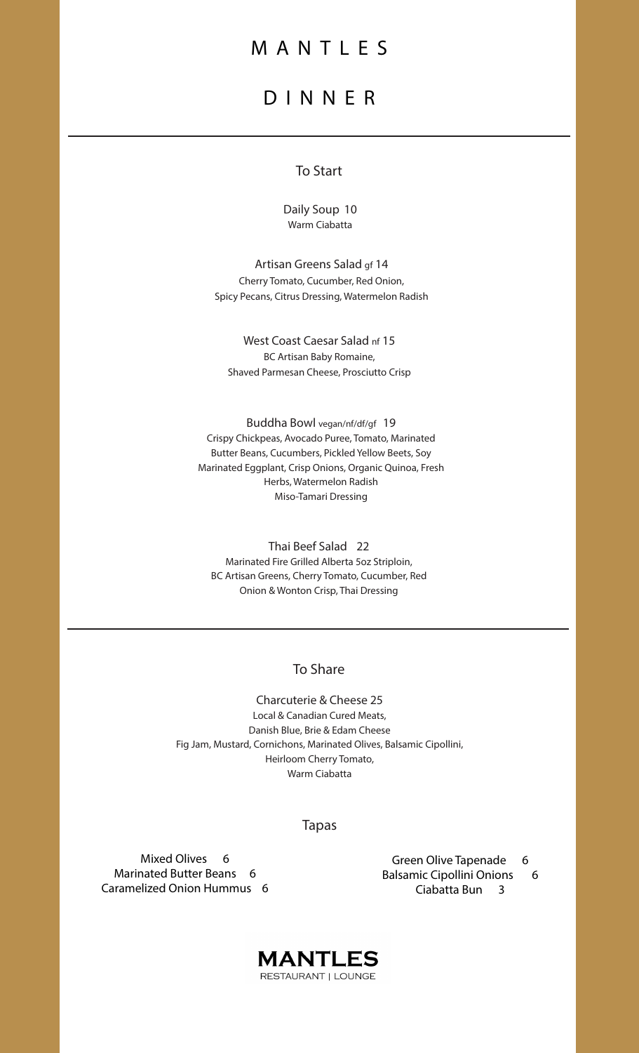# MANTLES

# DINNER

## To Start

Daily Soup 10
Warm Ciabatta

Artisan Greens Salad gf 14
Cherry Tomato, Cucumber, Red Onion,
Spicy Pecans, Citrus Dressing, Watermelon Radish

West Coast Caesar Salad nf 15
BC Artisan Baby Romaine,
Shaved Parmesan Cheese, Prosciutto Crisp

Buddha Bowl vegan/nf/df/gf 19
Crispy Chickpeas, Avocado Puree, Tomato, Marinated
Butter Beans, Cucumbers, Pickled Yellow Beets, Soy
Marinated Eggplant, Crisp Onions, Organic Quinoa, Fresh
Herbs, Watermelon Radish
Miso-Tamari Dressing

Thai Beef Salad 22
Marinated Fire Grilled Alberta 5oz Striploin,
BC Artisan Greens, Cherry Tomato, Cucumber, Red
Onion & Wonton Crisp, Thai Dressing

## To Share

Charcuterie & Cheese 25
Local & Canadian Cured Meats,
Danish Blue, Brie & Edam Cheese
Fig Jam, Mustard, Cornichons, Marinated Olives, Balsamic Cipollini,
Heirloom Cherry Tomato,
Warm Ciabatta

## Tapas

Mixed Olives 6
Marinated Butter Beans 6
Caramelized Onion Hummus 6
Green Olive Tapenade 6
Balsamic Cipollini Onions 6
Ciabatta Bun 3

**MANTLES**
RESTAURANT | LOUNGE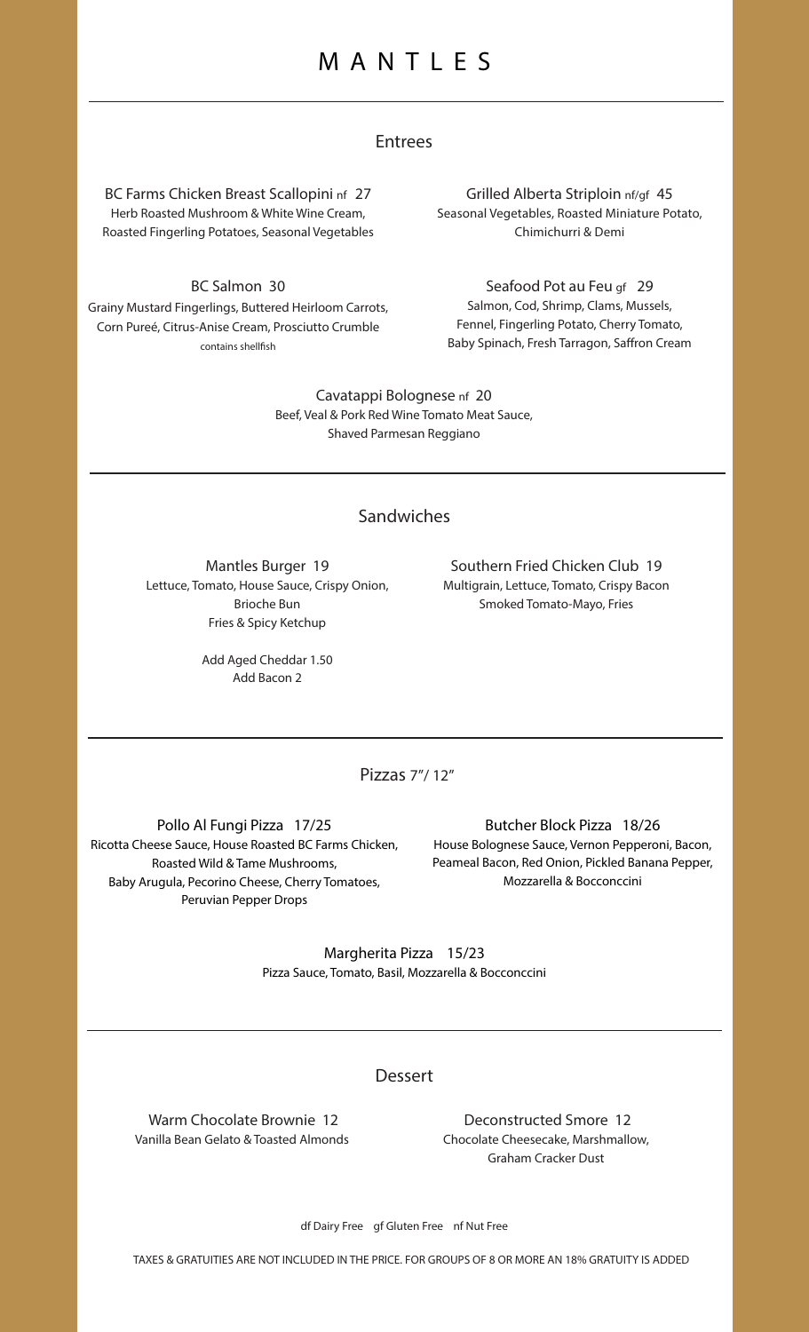# MANTLES

## Entrees

**BC Farms Chicken Breast Scallopini** nf 27
Herb Roasted Mushroom & White Wine Cream, Roasted Fingerling Potatoes, Seasonal Vegetables

**Grilled Alberta Striploin** nf/gf 45
Seasonal Vegetables, Roasted Miniature Potato, Chimichurri & Demi

**BC Salmon** 30
Grainy Mustard Fingerlings, Buttered Heirloom Carrots, Corn Pureé, Citrus-Anise Cream, Prosciutto Crumble
contains shellfish

**Seafood Pot au Feu** gf 29
Salmon, Cod, Shrimp, Clams, Mussels, Fennel, Fingerling Potato, Cherry Tomato, Baby Spinach, Fresh Tarragon, Saffron Cream

**Cavatappi Bolognese** nf 20
Beef, Veal & Pork Red Wine Tomato Meat Sauce, Shaved Parmesan Reggiano

## Sandwiches

**Mantles Burger** 19
Lettuce, Tomato, House Sauce, Crispy Onion, Brioche Bun
Fries & Spicy Ketchup

Add Aged Cheddar 1.50
Add Bacon 2

**Southern Fried Chicken Club** 19
Multigrain, Lettuce, Tomato, Crispy Bacon
Smoked Tomato-Mayo, Fries

## Pizzas 7"/ 12"

**Pollo Al Fungi Pizza** 17/25
Ricotta Cheese Sauce, House Roasted BC Farms Chicken, Roasted Wild & Tame Mushrooms, Baby Arugula, Pecorino Cheese, Cherry Tomatoes, Peruvian Pepper Drops

**Butcher Block Pizza** 18/26
House Bolognese Sauce, Vernon Pepperoni, Bacon, Peameal Bacon, Red Onion, Pickled Banana Pepper, Mozzarella & Bocconccini

**Margherita Pizza** 15/23
Pizza Sauce, Tomato, Basil, Mozzarella & Bocconccini

## Dessert

**Warm Chocolate Brownie** 12
Vanilla Bean Gelato & Toasted Almonds

**Deconstructed Smore** 12
Chocolate Cheesecake, Marshmallow, Graham Cracker Dust

df Dairy Free gf Gluten Free nf Nut Free

TAXES & GRATUITIES ARE NOT INCLUDED IN THE PRICE. FOR GROUPS OF 8 OR MORE AN 18% GRATUITY IS ADDED